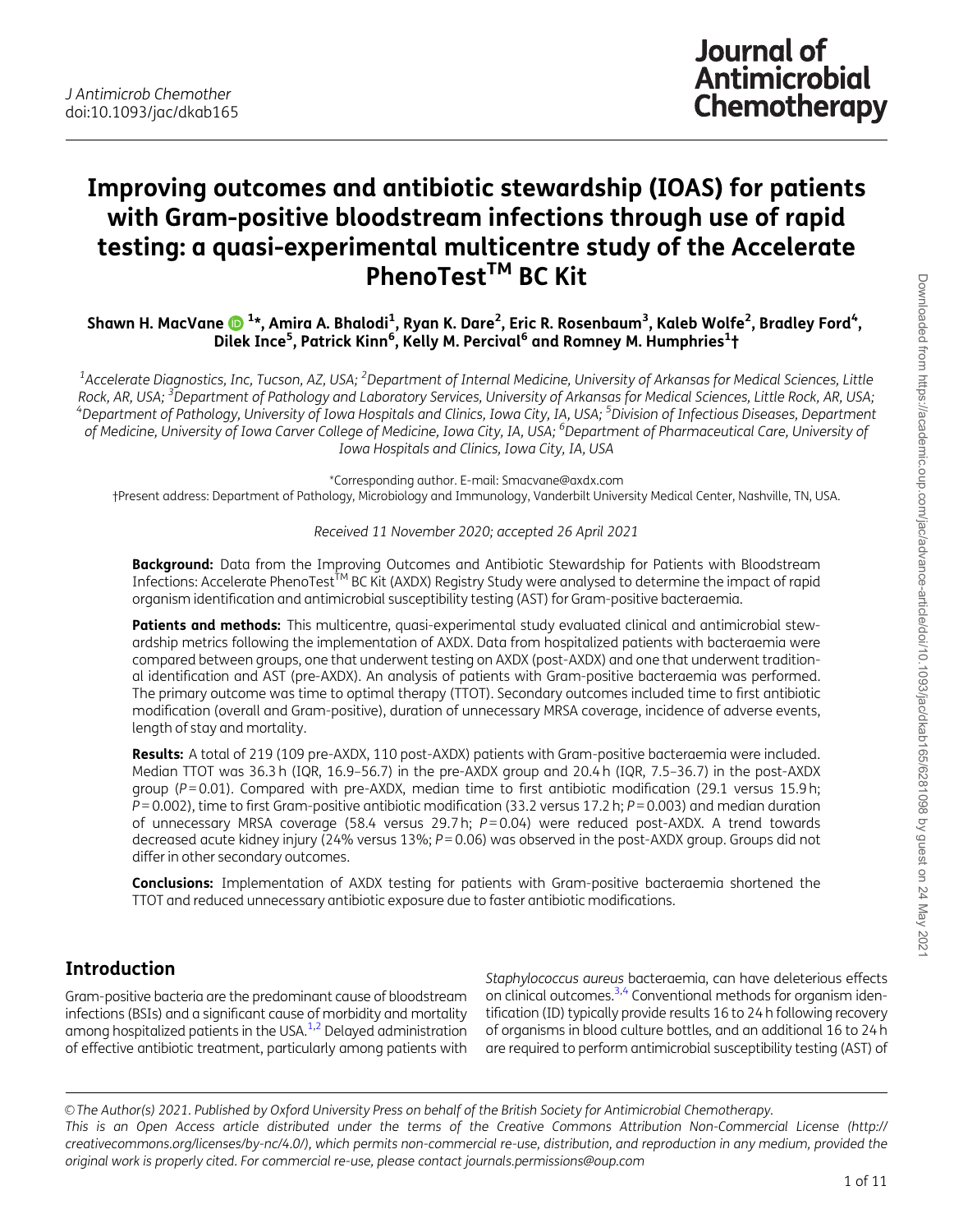# Improving outcomes and antibiotic stewardship (IOAS) for patients with Gram-positive bloodstream infections through use of rapid testing: a quasi-experimental multicentre study of the Accelerate PhenoTest™ BC Kit

**Shawn H. MacVane[1]*, Amira A. Bhalodi[1], Ryan K. Dare[2], Eric R. Rosenbaum[3], Kaleb Wolfe[2], Bradley Ford[4], Dilek Ince[5], Patrick Kinn[6], Kelly M. Percival[6] and Romney M. Humphries[1]†**

[1]*Accelerate Diagnostics, Inc, Tucson, AZ, USA;* [2]*Department of Internal Medicine, University of Arkansas for Medical Sciences, Little Rock, AR, USA;* [3]*Department of Pathology and Laboratory Services, University of Arkansas for Medical Sciences, Little Rock, AR, USA;* [4]*Department of Pathology, University of Iowa Hospitals and Clinics, Iowa City, IA, USA;* [5]*Division of Infectious Diseases, Department of Medicine, University of Iowa Carver College of Medicine, Iowa City, IA, USA;* [6]*Department of Pharmaceutical Care, University of Iowa Hospitals and Clinics, Iowa City, IA, USA*

*Corresponding author. E-mail: Smacvane@axdx.com
†Present address: Department of Pathology, Microbiology and Immunology, Vanderbilt University Medical Center, Nashville, TN, USA.

*Received 11 November 2020; accepted 26 April 2021*

**Background:** Data from the Improving Outcomes and Antibiotic Stewardship for Patients with Bloodstream Infections: Accelerate PhenoTest™ BC Kit (AXDX) Registry Study were analysed to determine the impact of rapid organism identification and antimicrobial susceptibility testing (AST) for Gram-positive bacteraemia.

**Patients and methods:** This multicentre, quasi-experimental study evaluated clinical and antimicrobial stewardship metrics following the implementation of AXDX. Data from hospitalized patients with bacteraemia were compared between groups, one that underwent testing on AXDX (post-AXDX) and one that underwent traditional identification and AST (pre-AXDX). An analysis of patients with Gram-positive bacteraemia was performed. The primary outcome was time to optimal therapy (TTOT). Secondary outcomes included time to first antibiotic modification (overall and Gram-positive), duration of unnecessary MRSA coverage, incidence of adverse events, length of stay and mortality.

**Results:** A total of 219 (109 pre-AXDX, 110 post-AXDX) patients with Gram-positive bacteraemia were included. Median TTOT was 36.3 h (IQR, 16.9–56.7) in the pre-AXDX group and 20.4 h (IQR, 7.5–36.7) in the post-AXDX group ($P = 0.01$). Compared with pre-AXDX, median time to first antibiotic modification (29.1 versus 15.9 h; $P = 0.002$), time to first Gram-positive antibiotic modification (33.2 versus 17.2 h; $P = 0.003$) and median duration of unnecessary MRSA coverage (58.4 versus 29.7 h; $P = 0.04$) were reduced post-AXDX. A trend towards decreased acute kidney injury (24% versus 13%; $P = 0.06$) was observed in the post-AXDX group. Groups did not differ in other secondary outcomes.

**Conclusions:** Implementation of AXDX testing for patients with Gram-positive bacteraemia shortened the TTOT and reduced unnecessary antibiotic exposure due to faster antibiotic modifications.

## Introduction

Gram-positive bacteria are the predominant cause of bloodstream infections (BSIs) and a significant cause of morbidity and mortality among hospitalized patients in the USA.[1,2] Delayed administration of effective antibiotic treatment, particularly among patients with *Staphylococcus aureus* bacteraemia, can have deleterious effects on clinical outcomes.[3,4] Conventional methods for organism identification (ID) typically provide results 16 to 24 h following recovery of organisms in blood culture bottles, and an additional 16 to 24 h are required to perform antimicrobial susceptibility testing (AST) of

© The Author(s) 2021. Published by Oxford University Press on behalf of the British Society for Antimicrobial Chemotherapy.
This is an Open Access article distributed under the terms of the Creative Commons Attribution Non-Commercial License (http://creativecommons.org/licenses/by-nc/4.0/), which permits non-commercial re-use, distribution, and reproduction in any medium, provided the original work is properly cited. For commercial re-use, please contact journals.permissions@oup.com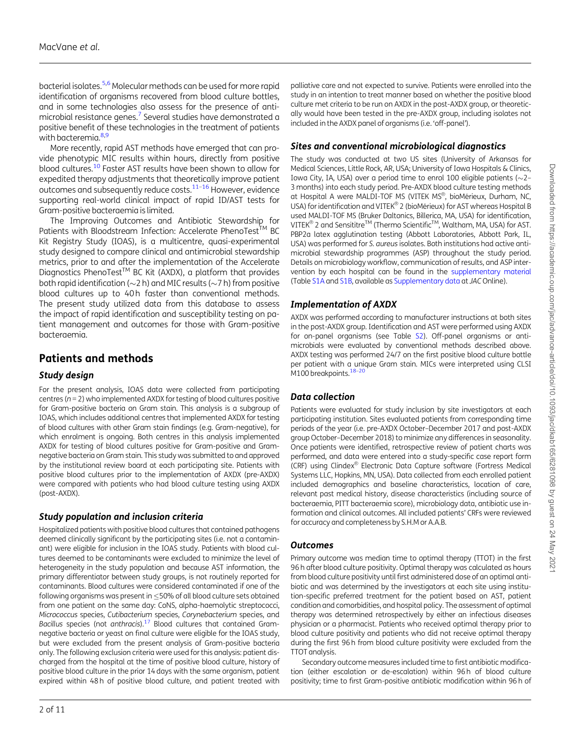bacterial isolates.[5,6] Molecular methods can be used for more rapid identification of organisms recovered from blood culture bottles, and in some technologies also assess for the presence of antimicrobial resistance genes.[7] Several studies have demonstrated a positive benefit of these technologies in the treatment of patients with bacteremia.[8,9]

More recently, rapid AST methods have emerged that can provide phenotypic MIC results within hours, directly from positive blood cultures.[10] Faster AST results have been shown to allow for expedited therapy adjustments that theoretically improve patient outcomes and subsequently reduce costs.[11–16] However, evidence supporting real-world clinical impact of rapid ID/AST tests for Gram-positive bacteraemia is limited.

The Improving Outcomes and Antibiotic Stewardship for Patients with Bloodstream Infection: Accelerate PhenoTest™ BC Kit Registry Study (IOAS), is a multicentre, quasi-experimental study designed to compare clinical and antimicrobial stewardship metrics, prior to and after the implementation of the Accelerate Diagnostics PhenoTest™ BC Kit (AXDX), a platform that provides both rapid identification (∼2 h) and MIC results (∼7 h) from positive blood cultures up to 40 h faster than conventional methods. The present study utilized data from this database to assess the impact of rapid identification and susceptibility testing on patient management and outcomes for those with Gram-positive bacteraemia.

## Patients and methods

### Study design

For the present analysis, IOAS data were collected from participating centres (*n* = 2) who implemented AXDX for testing of blood cultures positive for Gram-positive bacteria on Gram stain. This analysis is a subgroup of IOAS, which includes additional centres that implemented AXDX for testing of blood cultures with other Gram stain findings (e.g. Gram-negative), for which enrolment is ongoing. Both centres in this analysis implemented AXDX for testing of blood cultures positive for Gram-positive and Gram-negative bacteria on Gram stain. This study was submitted to and approved by the institutional review board at each participating site. Patients with positive blood cultures prior to the implementation of AXDX (pre-AXDX) were compared with patients who had blood culture testing using AXDX (post-AXDX).

### Study population and inclusion criteria

Hospitalized patients with positive blood cultures that contained pathogens deemed clinically significant by the participating sites (i.e. not a contaminant) were eligible for inclusion in the IOAS study. Patients with blood cultures deemed to be contaminants were excluded to minimize the level of heterogeneity in the study population and because AST information, the primary differentiator between study groups, is not routinely reported for contaminants. Blood cultures were considered contaminated if one of the following organisms was present in ≤50% of all blood culture sets obtained from one patient on the same day: CoNS, alpha-haemolytic streptococci, *Micrococcus* species, *Cutibacterium* species, *Corynebacterium* species, and *Bacillus* species (not *anthracis*).[17] Blood cultures that contained Gram-negative bacteria or yeast on final culture were eligible for the IOAS study, but were excluded from the present analysis of Gram-positive bacteria only. The following exclusion criteria were used for this analysis: patient discharged from the hospital at the time of positive blood culture, history of positive blood culture in the prior 14 days with the same organism, patient expired within 48 h of positive blood culture, and patient treated with palliative care and not expected to survive. Patients were enrolled into the study in an intention to treat manner based on whether the positive blood culture met criteria to be run on AXDX in the post-AXDX group, or theoretically would have been tested in the pre-AXDX group, including isolates not included in the AXDX panel of organisms (i.e. 'off-panel').

### Sites and conventional microbiological diagnostics

The study was conducted at two US sites (University of Arkansas for Medical Sciences, Little Rock, AR, USA; University of Iowa Hospitals & Clinics, Iowa City, IA, USA) over a period time to enrol 100 eligible patients (∼2–3 months) into each study period. Pre-AXDX blood culture testing methods at Hospital A were MALDI-TOF MS (VITEK MS®, bioMérieux, Durham, NC, USA) for identification and VITEK® 2 (bioMérieux) for AST whereas Hospital B used MALDI-TOF MS (Bruker Daltonics, Billerica, MA, USA) for identification, VITEK® 2 and Sensititre™ (Thermo Scientific™, Waltham, MA, USA) for AST. PBP2a latex agglutination testing (Abbott Laboratories, Abbott Park, IL, USA) was performed for *S. aureus* isolates. Both institutions had active antimicrobial stewardship programmes (ASP) throughout the study period. Details on microbiology workflow, communication of results, and ASP intervention by each hospital can be found in the supplementary material (Table S1A and S1B, available as Supplementary data at *JAC* Online).

### Implementation of AXDX

AXDX was performed according to manufacturer instructions at both sites in the post-AXDX group. Identification and AST were performed using AXDX for on-panel organisms (see Table S2). Off-panel organisms or antimicrobials were evaluated by conventional methods described above. AXDX testing was performed 24/7 on the first positive blood culture bottle per patient with a unique Gram stain. MICs were interpreted using CLSI M100 breakpoints.[18–20]

### Data collection

Patients were evaluated for study inclusion by site investigators at each participating institution. Sites evaluated patients from corresponding time periods of the year (i.e. pre-AXDX October–December 2017 and post-AXDX group October–December 2018) to minimize any differences in seasonality. Once patients were identified, retrospective review of patient charts was performed, and data were entered into a study-specific case report form (CRF) using Clindex® Electronic Data Capture software (Fortress Medical Systems LLC, Hopkins, MN, USA). Data collected from each enrolled patient included demographics and baseline characteristics, location of care, relevant past medical history, disease characteristics (including source of bacteraemia, PITT bacteraemia score), microbiology data, antibiotic use information and clinical outcomes. All included patients' CRFs were reviewed for accuracy and completeness by S.H.M or A.A.B.

### Outcomes

Primary outcome was median time to optimal therapy (TTOT) in the first 96 h after blood culture positivity. Optimal therapy was calculated as hours from blood culture positivity until first administered dose of an optimal antibiotic and was determined by the investigators at each site using institution-specific preferred treatment for the patient based on AST, patient condition and comorbidities, and hospital policy. The assessment of optimal therapy was determined retrospectively by either an infectious diseases physician or a pharmacist. Patients who received optimal therapy prior to blood culture positivity and patients who did not receive optimal therapy during the first 96 h from blood culture positivity were excluded from the TTOT analysis.

Secondary outcome measures included time to first antibiotic modification (either escalation or de-escalation) within 96 h of blood culture positivity; time to first Gram-positive antibiotic modification within 96 h of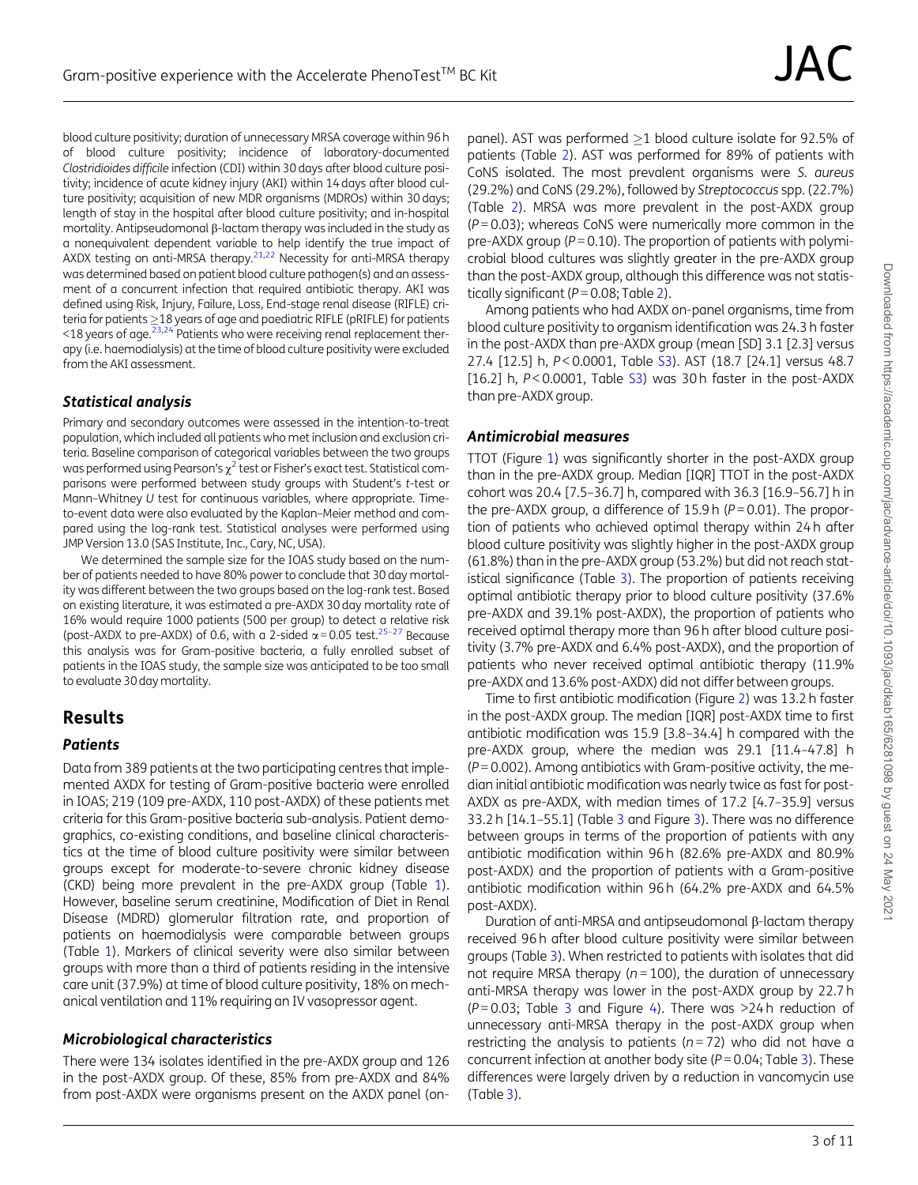blood culture positivity; duration of unnecessary MRSA coverage within 96 h of blood culture positivity; incidence of laboratory-documented *Clostridioides difficile* infection (CDI) within 30 days after blood culture positivity; incidence of acute kidney injury (AKI) within 14 days after blood culture positivity; acquisition of new MDR organisms (MDROs) within 30 days; length of stay in the hospital after blood culture positivity; and in-hospital mortality. Antipseudomonal β-lactam therapy was included in the study as a nonequivalent dependent variable to help identify the true impact of AXDX testing on anti-MRSA therapy.[21,22] Necessity for anti-MRSA therapy was determined based on patient blood culture pathogen(s) and an assessment of a concurrent infection that required antibiotic therapy. AKI was defined using Risk, Injury, Failure, Loss, End-stage renal disease (RIFLE) criteria for patients ≥18 years of age and paediatric RIFLE (pRIFLE) for patients <18 years of age.[23,24] Patients who were receiving renal replacement therapy (i.e. haemodialysis) at the time of blood culture positivity were excluded from the AKI assessment.

### Statistical analysis

Primary and secondary outcomes were assessed in the intention-to-treat population, which included all patients who met inclusion and exclusion criteria. Baseline comparison of categorical variables between the two groups was performed using Pearson's $\chi^2$ test or Fisher's exact test. Statistical comparisons were performed between study groups with Student's *t*-test or Mann–Whitney *U* test for continuous variables, where appropriate. Time-to-event data were also evaluated by the Kaplan–Meier method and compared using the log-rank test. Statistical analyses were performed using JMP Version 13.0 (SAS Institute, Inc., Cary, NC, USA).

We determined the sample size for the IOAS study based on the number of patients needed to have 80% power to conclude that 30 day mortality was different between the two groups based on the log-rank test. Based on existing literature, it was estimated a pre-AXDX 30 day mortality rate of 16% would require 1000 patients (500 per group) to detect a relative risk (post-AXDX to pre-AXDX) of 0.6, with a 2-sided $\alpha = 0.05$ test.[25–27] Because this analysis was for Gram-positive bacteria, a fully enrolled subset of patients in the IOAS study, the sample size was anticipated to be too small to evaluate 30 day mortality.

## Results

### Patients

Data from 389 patients at the two participating centres that implemented AXDX for testing of Gram-positive bacteria were enrolled in IOAS; 219 (109 pre-AXDX, 110 post-AXDX) of these patients met criteria for this Gram-positive bacteria sub-analysis. Patient demographics, co-existing conditions, and baseline clinical characteristics at the time of blood culture positivity were similar between groups except for moderate-to-severe chronic kidney disease (CKD) being more prevalent in the pre-AXDX group (Table 1). However, baseline serum creatinine, Modification of Diet in Renal Disease (MDRD) glomerular filtration rate, and proportion of patients on haemodialysis were comparable between groups (Table 1). Markers of clinical severity were also similar between groups with more than a third of patients residing in the intensive care unit (37.9%) at time of blood culture positivity, 18% on mechanical ventilation and 11% requiring an IV vasopressor agent.

### Microbiological characteristics

There were 134 isolates identified in the pre-AXDX group and 126 in the post-AXDX group. Of these, 85% from pre-AXDX and 84% from post-AXDX were organisms present on the AXDX panel (on-panel). AST was performed ≥1 blood culture isolate for 92.5% of patients (Table 2). AST was performed for 89% of patients with CoNS isolated. The most prevalent organisms were *S. aureus* (29.2%) and CoNS (29.2%), followed by *Streptococcus* spp. (22.7%) (Table 2). MRSA was more prevalent in the post-AXDX group ($P = 0.03$); whereas CoNS were numerically more common in the pre-AXDX group ($P = 0.10$). The proportion of patients with polymicrobial blood cultures was slightly greater in the pre-AXDX group than the post-AXDX group, although this difference was not statistically significant ($P = 0.08$; Table 2).

Among patients who had AXDX on-panel organisms, time from blood culture positivity to organism identification was 24.3 h faster in the post-AXDX than pre-AXDX group (mean [SD] 3.1 [2.3] versus 27.4 [12.5] h, $P < 0.0001$, Table S3). AST (18.7 [24.1] versus 48.7 [16.2] h, $P < 0.0001$, Table S3) was 30 h faster in the post-AXDX than pre-AXDX group.

### Antimicrobial measures

TTOT (Figure 1) was significantly shorter in the post-AXDX group than in the pre-AXDX group. Median [IQR] TTOT in the post-AXDX cohort was 20.4 [7.5–36.7] h, compared with 36.3 [16.9–56.7] h in the pre-AXDX group, a difference of 15.9 h ($P = 0.01$). The proportion of patients who achieved optimal therapy within 24 h after blood culture positivity was slightly higher in the post-AXDX group (61.8%) than in the pre-AXDX group (53.2%) but did not reach statistical significance (Table 3). The proportion of patients receiving optimal antibiotic therapy prior to blood culture positivity (37.6% pre-AXDX and 39.1% post-AXDX), the proportion of patients who received optimal therapy more than 96 h after blood culture positivity (3.7% pre-AXDX and 6.4% post-AXDX), and the proportion of patients who never received optimal antibiotic therapy (11.9% pre-AXDX and 13.6% post-AXDX) did not differ between groups.

Time to first antibiotic modification (Figure 2) was 13.2 h faster in the post-AXDX group. The median [IQR] post-AXDX time to first antibiotic modification was 15.9 [3.8–34.4] h compared with the pre-AXDX group, where the median was 29.1 [11.4–47.8] h ($P = 0.002$). Among antibiotics with Gram-positive activity, the median initial antibiotic modification was nearly twice as fast for post-AXDX as pre-AXDX, with median times of 17.2 [4.7–35.9] versus 33.2 h [14.1–55.1] (Table 3 and Figure 3). There was no difference between groups in terms of the proportion of patients with any antibiotic modification within 96 h (82.6% pre-AXDX and 80.9% post-AXDX) and the proportion of patients with a Gram-positive antibiotic modification within 96 h (64.2% pre-AXDX and 64.5% post-AXDX).

Duration of anti-MRSA and antipseudomonal β-lactam therapy received 96 h after blood culture positivity were similar between groups (Table 3). When restricted to patients with isolates that did not require MRSA therapy ($n = 100$), the duration of unnecessary anti-MRSA therapy was lower in the post-AXDX group by 22.7 h ($P = 0.03$; Table 3 and Figure 4). There was >24 h reduction of unnecessary anti-MRSA therapy in the post-AXDX group when restricting the analysis to patients ($n = 72$) who did not have a concurrent infection at another body site ($P = 0.04$; Table 3). These differences were largely driven by a reduction in vancomycin use (Table 3).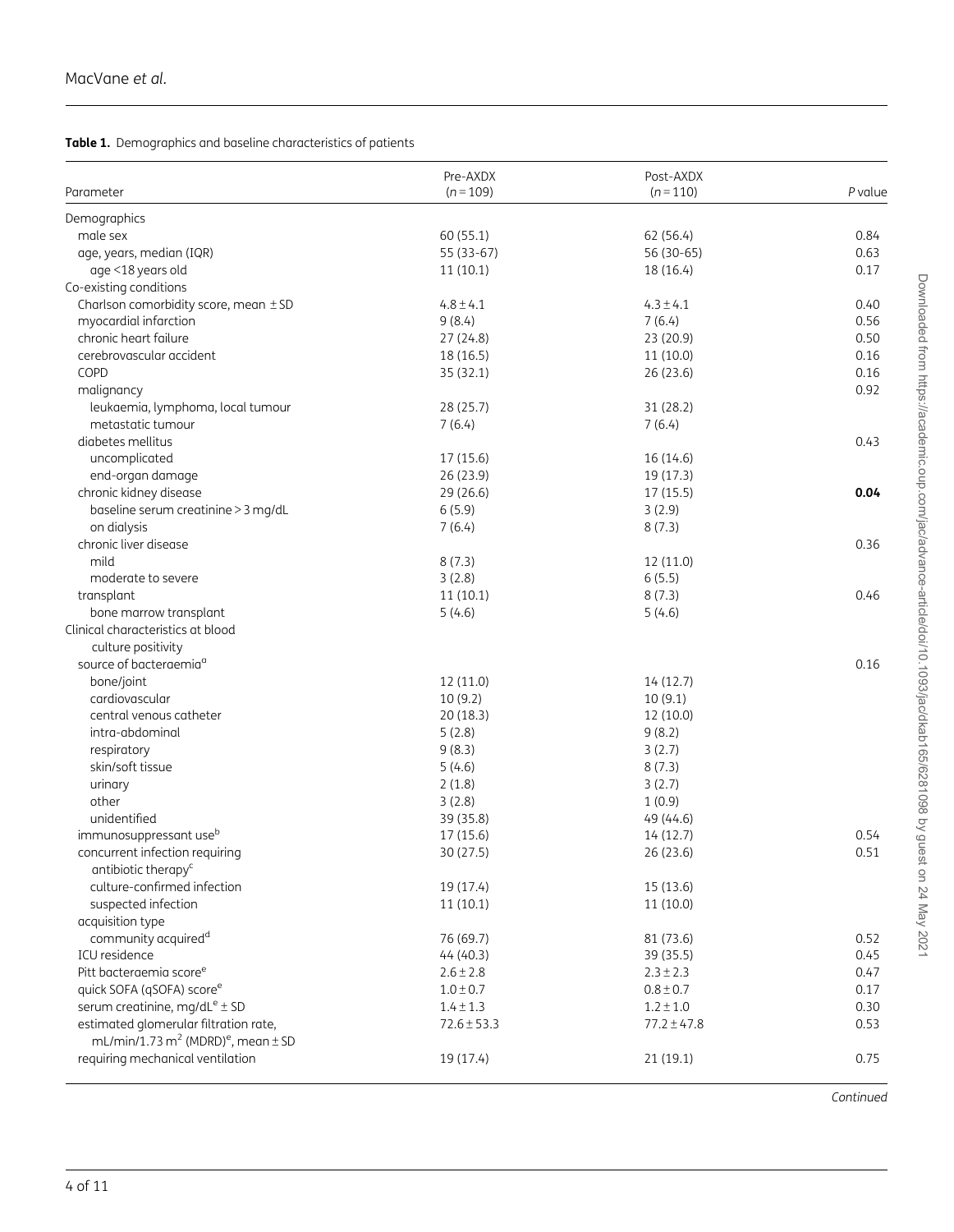**Table 1.** Demographics and baseline characteristics of patients

| Parameter | Pre-AXDX ($n = 109$) | Post-AXDX ($n = 110$) | $P$ value |
|---|---|---|---|
| Demographics | | | |
| male sex | 60 (55.1) | 62 (56.4) | 0.84 |
| age, years, median (IQR) | 55 (33-67) | 56 (30-65) | 0.63 |
| age <18 years old | 11 (10.1) | 18 (16.4) | 0.17 |
| Co-existing conditions | | | |
| Charlson comorbidity score, mean ± SD | 4.8 ± 4.1 | 4.3 ± 4.1 | 0.40 |
| myocardial infarction | 9 (8.4) | 7 (6.4) | 0.56 |
| chronic heart failure | 27 (24.8) | 23 (20.9) | 0.50 |
| cerebrovascular accident | 18 (16.5) | 11 (10.0) | 0.16 |
| COPD | 35 (32.1) | 26 (23.6) | 0.16 |
| malignancy | | | 0.92 |
| leukaemia, lymphoma, local tumour | 28 (25.7) | 31 (28.2) | |
| metastatic tumour | 7 (6.4) | 7 (6.4) | |
| diabetes mellitus | | | 0.43 |
| uncomplicated | 17 (15.6) | 16 (14.6) | |
| end-organ damage | 26 (23.9) | 19 (17.3) | |
| chronic kidney disease | 29 (26.6) | 17 (15.5) | **0.04** |
| baseline serum creatinine > 3 mg/dL | 6 (5.9) | 3 (2.9) | |
| on dialysis | 7 (6.4) | 8 (7.3) | |
| chronic liver disease | | | 0.36 |
| mild | 8 (7.3) | 12 (11.0) | |
| moderate to severe | 3 (2.8) | 6 (5.5) | |
| transplant | 11 (10.1) | 8 (7.3) | 0.46 |
| bone marrow transplant | 5 (4.6) | 5 (4.6) | |
| Clinical characteristics at blood culture positivity | | | |
| source of bacteraemia[a] | | | 0.16 |
| bone/joint | 12 (11.0) | 14 (12.7) | |
| cardiovascular | 10 (9.2) | 10 (9.1) | |
| central venous catheter | 20 (18.3) | 12 (10.0) | |
| intra-abdominal | 5 (2.8) | 9 (8.2) | |
| respiratory | 9 (8.3) | 3 (2.7) | |
| skin/soft tissue | 5 (4.6) | 8 (7.3) | |
| urinary | 2 (1.8) | 3 (2.7) | |
| other | 3 (2.8) | 1 (0.9) | |
| unidentified | 39 (35.8) | 49 (44.6) | |
| immunosuppressant use[b] | 17 (15.6) | 14 (12.7) | 0.54 |
| concurrent infection requiring antibiotic therapy[c] | 30 (27.5) | 26 (23.6) | 0.51 |
| culture-confirmed infection | 19 (17.4) | 15 (13.6) | |
| suspected infection | 11 (10.1) | 11 (10.0) | |
| acquisition type | | | |
| community acquired[d] | 76 (69.7) | 81 (73.6) | 0.52 |
| ICU residence | 44 (40.3) | 39 (35.5) | 0.45 |
| Pitt bacteraemia score[e] | 2.6 ± 2.8 | 2.3 ± 2.3 | 0.47 |
| quick SOFA (qSOFA) score[e] | 1.0 ± 0.7 | 0.8 ± 0.7 | 0.17 |
| serum creatinine, mg/dL[e] ± SD | 1.4 ± 1.3 | 1.2 ± 1.0 | 0.30 |
| estimated glomerular filtration rate, mL/min/1.73 $m^2$ (MDRD)[e], mean ± SD | 72.6 ± 53.3 | 77.2 ± 47.8 | 0.53 |
| requiring mechanical ventilation | 19 (17.4) | 21 (19.1) | 0.75 |

*Continued*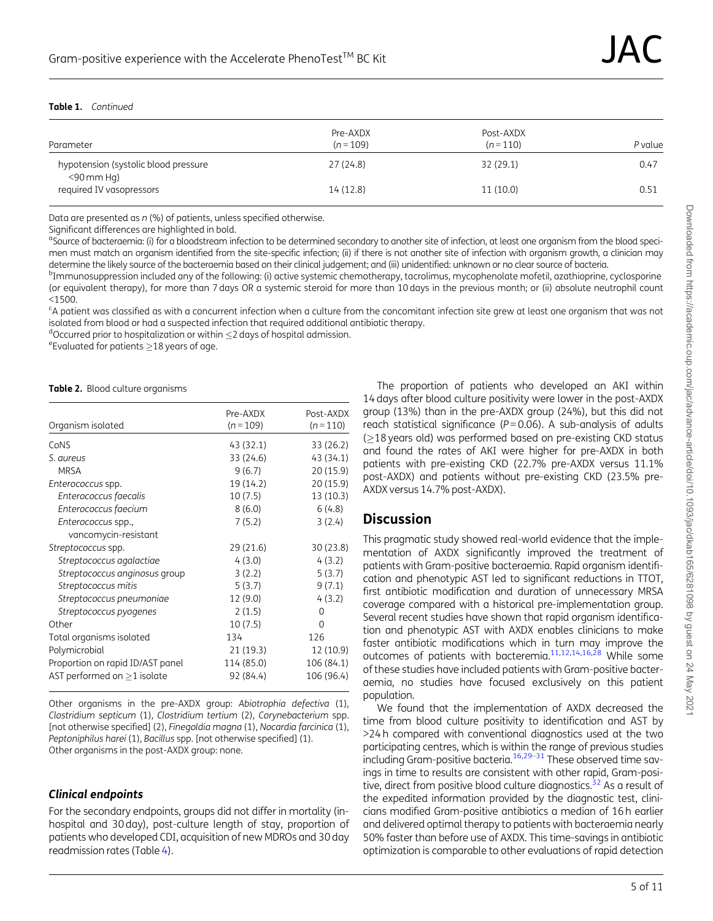**Table 1.** Continued

| Parameter | Pre-AXDX ($n$ = 109) | Post-AXDX ($n$ = 110) | $P$ value |
|---|---|---|---|
| hypotension (systolic blood pressure <90 mm Hg) | 27 (24.8) | 32 (29.1) | 0.47 |
| required IV vasopressors | 14 (12.8) | 11 (10.0) | 0.51 |

Data are presented as $n$ (%) of patients, unless specified otherwise.

Significant differences are highlighted in bold.

[a]Source of bacteraemia: (i) for a bloodstream infection to be determined secondary to another site of infection, at least one organism from the blood specimen must match an organism identified from the site-specific infection; (ii) if there is not another site of infection with organism growth, a clinician may determine the likely source of the bacteraemia based on their clinical judgement; and (iii) unidentified: unknown or no clear source of bacteria.

[b]Immunosuppression included any of the following: (i) active systemic chemotherapy, tacrolimus, mycophenolate mofetil, azathioprine, cyclosporine (or equivalent therapy), for more than 7 days OR a systemic steroid for more than 10 days in the previous month; or (ii) absolute neutrophil count <1500.

[c]A patient was classified as with a concurrent infection when a culture from the concomitant infection site grew at least one organism that was not isolated from blood or had a suspected infection that required additional antibiotic therapy.

[d]Occurred prior to hospitalization or within ≤2 days of hospital admission.

[e]Evaluated for patients ≥18 years of age.

**Table 2.** Blood culture organisms

| Organism isolated | Pre-AXDX ($n$ = 109) | Post-AXDX ($n$ = 110) |
|---|---|---|
| CoNS | 43 (32.1) | 33 (26.2) |
| *S. aureus* | 33 (24.6) | 43 (34.1) |
| MRSA | 9 (6.7) | 20 (15.9) |
| *Enterococcus* spp. | 19 (14.2) | 20 (15.9) |
| *Enterococcus faecalis* | 10 (7.5) | 13 (10.3) |
| *Enterococcus faecium* | 8 (6.0) | 6 (4.8) |
| *Enterococcus* spp., vancomycin-resistant | 7 (5.2) | 3 (2.4) |
| *Streptococcus* spp. | 29 (21.6) | 30 (23.8) |
| *Streptococcus agalactiae* | 4 (3.0) | 4 (3.2) |
| *Streptococcus anginosus* group | 3 (2.2) | 5 (3.7) |
| *Streptococcus mitis* | 5 (3.7) | 9 (7.1) |
| *Streptococcus pneumoniae* | 12 (9.0) | 4 (3.2) |
| *Streptococcus pyogenes* | 2 (1.5) | 0 |
| Other | 10 (7.5) | 0 |
| Total organisms isolated | 134 | 126 |
| Polymicrobial | 21 (19.3) | 12 (10.9) |
| Proportion on rapid ID/AST panel | 114 (85.0) | 106 (84.1) |
| AST performed on ≥1 isolate | 92 (84.4) | 106 (96.4) |

Other organisms in the pre-AXDX group: *Abiotrophia defectiva* (1), *Clostridium septicum* (1), *Clostridium tertium* (2), *Corynebacterium* spp. [not otherwise specified] (2), *Finegoldia magna* (1), *Nocardia farcinica* (1), *Peptoniphilus harei* (1), *Bacillus* spp. [not otherwise specified] (1).
Other organisms in the post-AXDX group: none.

### Clinical endpoints

For the secondary endpoints, groups did not differ in mortality (in-hospital and 30 day), post-culture length of stay, proportion of patients who developed CDI, acquisition of new MDROs and 30 day readmission rates (Table 4).

The proportion of patients who developed an AKI within 14 days after blood culture positivity were lower in the post-AXDX group (13%) than in the pre-AXDX group (24%), but this did not reach statistical significance ($P$ = 0.06). A sub-analysis of adults (≥18 years old) was performed based on pre-existing CKD status and found the rates of AKI were higher for pre-AXDX in both patients with pre-existing CKD (22.7% pre-AXDX versus 11.1% post-AXDX) and patients without pre-existing CKD (23.5% pre-AXDX versus 14.7% post-AXDX).

## Discussion

This pragmatic study showed real-world evidence that the implementation of AXDX significantly improved the treatment of patients with Gram-positive bacteraemia. Rapid organism identification and phenotypic AST led to significant reductions in TTOT, first antibiotic modification and duration of unnecessary MRSA coverage compared with a historical pre-implementation group. Several recent studies have shown that rapid organism identification and phenotypic AST with AXDX enables clinicians to make faster antibiotic modifications which in turn may improve the outcomes of patients with bacteremia.[11,12,14,16,28] While some of these studies have included patients with Gram-positive bacteraemia, no studies have focused exclusively on this patient population.

We found that the implementation of AXDX decreased the time from blood culture positivity to identification and AST by >24 h compared with conventional diagnostics used at the two participating centres, which is within the range of previous studies including Gram-positive bacteria.[16,29–31] These observed time savings in time to results are consistent with other rapid, Gram-positive, direct from positive blood culture diagnostics.[32] As a result of the expedited information provided by the diagnostic test, clinicians modified Gram-positive antibiotics a median of 16 h earlier and delivered optimal therapy to patients with bacteraemia nearly 50% faster than before use of AXDX. This time-savings in antibiotic optimization is comparable to other evaluations of rapid detection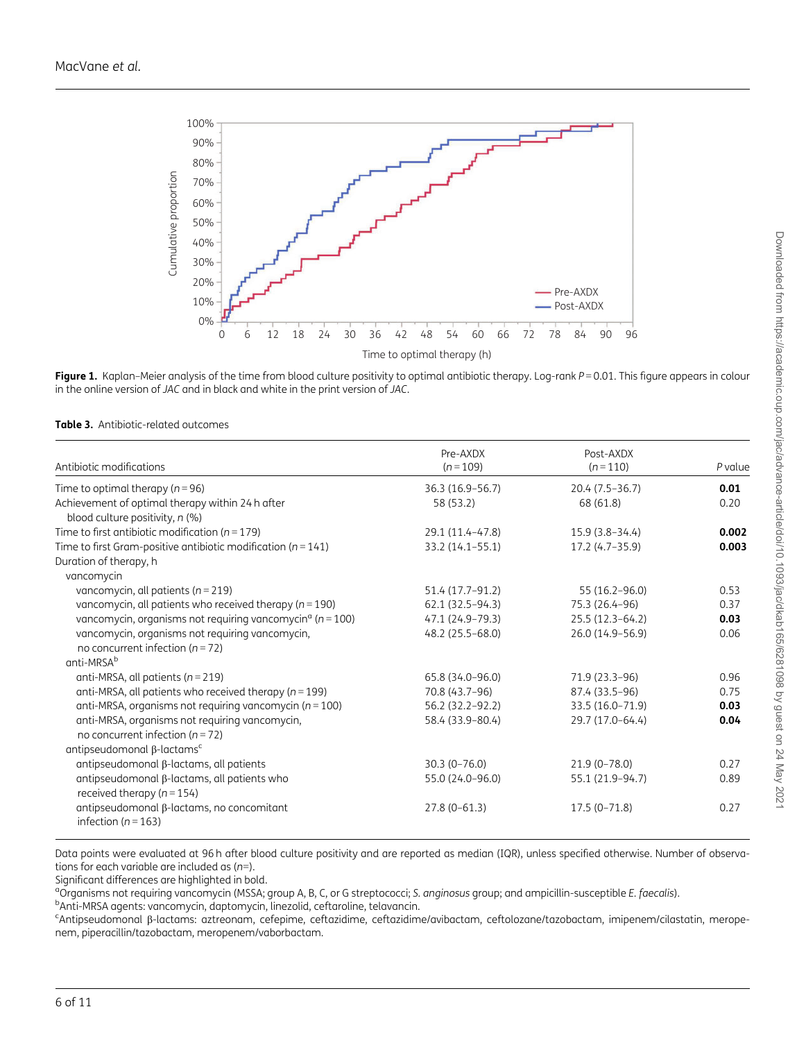**Figure 1.** Kaplan–Meier analysis of the time from blood culture positivity to optimal antibiotic therapy. Log-rank $P = 0.01$. This figure appears in colour in the online version of *JAC* and in black and white in the print version of *JAC*.

**Table 3.** Antibiotic-related outcomes

| Antibiotic modifications | Pre-AXDX ($n = 109$) | Post-AXDX ($n = 110$) | *P* value |
|---|---|---|---|
| Time to optimal therapy ($n = 96$) | 36.3 (16.9–56.7) | 20.4 (7.5–36.7) | **0.01** |
| Achievement of optimal therapy within 24 h after blood culture positivity, *n* (%) | 58 (53.2) | 68 (61.8) | 0.20 |
| Time to first antibiotic modification ($n = 179$) | 29.1 (11.4–47.8) | 15.9 (3.8–34.4) | **0.002** |
| Time to first Gram-positive antibiotic modification ($n = 141$) | 33.2 (14.1–55.1) | 17.2 (4.7–35.9) | **0.003** |
| Duration of therapy, h | | | |
| vancomycin | | | |
| vancomycin, all patients ($n = 219$) | 51.4 (17.7–91.2) | 55 (16.2–96.0) | 0.53 |
| vancomycin, all patients who received therapy ($n = 190$) | 62.1 (32.5–94.3) | 75.3 (26.4–96) | 0.37 |
| vancomycin, organisms not requiring vancomycin[a] ($n = 100$) | 47.1 (24.9–79.3) | 25.5 (12.3–64.2) | **0.03** |
| vancomycin, organisms not requiring vancomycin, no concurrent infection ($n = 72$) | 48.2 (25.5–68.0) | 26.0 (14.9–56.9) | 0.06 |
| anti-MRSA[b] | | | |
| anti-MRSA, all patients ($n = 219$) | 65.8 (34.0–96.0) | 71.9 (23.3–96) | 0.96 |
| anti-MRSA, all patients who received therapy ($n = 199$) | 70.8 (43.7–96) | 87.4 (33.5–96) | 0.75 |
| anti-MRSA, organisms not requiring vancomycin ($n = 100$) | 56.2 (32.2–92.2) | 33.5 (16.0–71.9) | **0.03** |
| anti-MRSA, organisms not requiring vancomycin, no concurrent infection ($n = 72$) | 58.4 (33.9–80.4) | 29.7 (17.0–64.4) | **0.04** |
| antipseudomonal β-lactams[c] | | | |
| antipseudomonal β-lactams, all patients | 30.3 (0–76.0) | 21.9 (0–78.0) | 0.27 |
| antipseudomonal β-lactams, all patients who received therapy ($n = 154$) | 55.0 (24.0–96.0) | 55.1 (21.9–94.7) | 0.89 |
| antipseudomonal β-lactams, no concomitant infection ($n = 163$) | 27.8 (0–61.3) | 17.5 (0–71.8) | 0.27 |

Data points were evaluated at 96 h after blood culture positivity and are reported as median (IQR), unless specified otherwise. Number of observations for each variable are included as ($n$=).

Significant differences are highlighted in bold.

[a]Organisms not requiring vancomycin (MSSA; group A, B, C, or G streptococci; *S. anginosus* group; and ampicillin-susceptible *E. faecalis*).

[b]Anti-MRSA agents: vancomycin, daptomycin, linezolid, ceftaroline, telavancin.

[c]Antipseudomonal β-lactams: aztreonam, cefepime, ceftazidime, ceftazidime/avibactam, ceftolozane/tazobactam, imipenem/cilastatin, meropenem, piperacillin/tazobactam, meropenem/vaborbactam.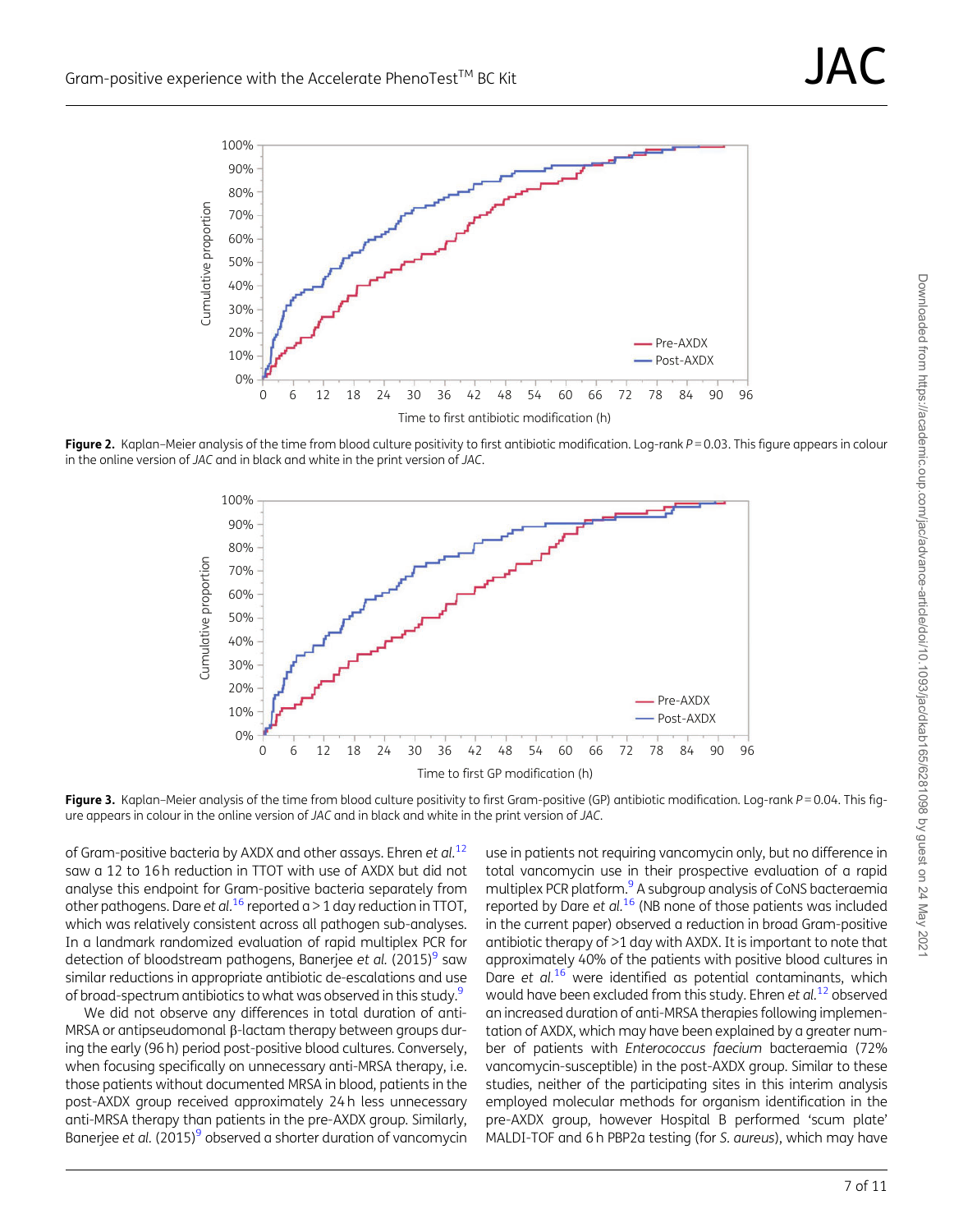**Figure 2.** Kaplan–Meier analysis of the time from blood culture positivity to first antibiotic modification. Log-rank $P = 0.03$. This figure appears in colour in the online version of *JAC* and in black and white in the print version of *JAC*.

**Figure 3.** Kaplan–Meier analysis of the time from blood culture positivity to first Gram-positive (GP) antibiotic modification. Log-rank $P = 0.04$. This figure appears in colour in the online version of *JAC* and in black and white in the print version of *JAC*.

of Gram-positive bacteria by AXDX and other assays. Ehren *et al.*[12] saw a 12 to 16 h reduction in TTOT with use of AXDX but did not analyse this endpoint for Gram-positive bacteria separately from other pathogens. Dare *et al.*[16] reported a >1 day reduction in TTOT, which was relatively consistent across all pathogen sub-analyses. In a landmark randomized evaluation of rapid multiplex PCR for detection of bloodstream pathogens, Banerjee *et al.* (2015)[9] saw similar reductions in appropriate antibiotic de-escalations and use of broad-spectrum antibiotics to what was observed in this study.[9]

We did not observe any differences in total duration of anti-MRSA or antipseudomonal β-lactam therapy between groups during the early (96 h) period post-positive blood cultures. Conversely, when focusing specifically on unnecessary anti-MRSA therapy, i.e. those patients without documented MRSA in blood, patients in the post-AXDX group received approximately 24 h less unnecessary anti-MRSA therapy than patients in the pre-AXDX group. Similarly, Banerjee *et al.* (2015)[9] observed a shorter duration of vancomycin use in patients not requiring vancomycin only, but no difference in total vancomycin use in their prospective evaluation of a rapid multiplex PCR platform.[9] A subgroup analysis of CoNS bacteraemia reported by Dare *et al.*[16] (NB none of those patients was included in the current paper) observed a reduction in broad Gram-positive antibiotic therapy of >1 day with AXDX. It is important to note that approximately 40% of the patients with positive blood cultures in Dare *et al.*[16] were identified as potential contaminants, which would have been excluded from this study. Ehren *et al.*[12] observed an increased duration of anti-MRSA therapies following implementation of AXDX, which may have been explained by a greater number of patients with *Enterococcus faecium* bacteraemia (72% vancomycin-susceptible) in the post-AXDX group. Similar to these studies, neither of the participating sites in this interim analysis employed molecular methods for organism identification in the pre-AXDX group, however Hospital B performed 'scum plate' MALDI-TOF and 6 h PBP2a testing (for *S. aureus*), which may have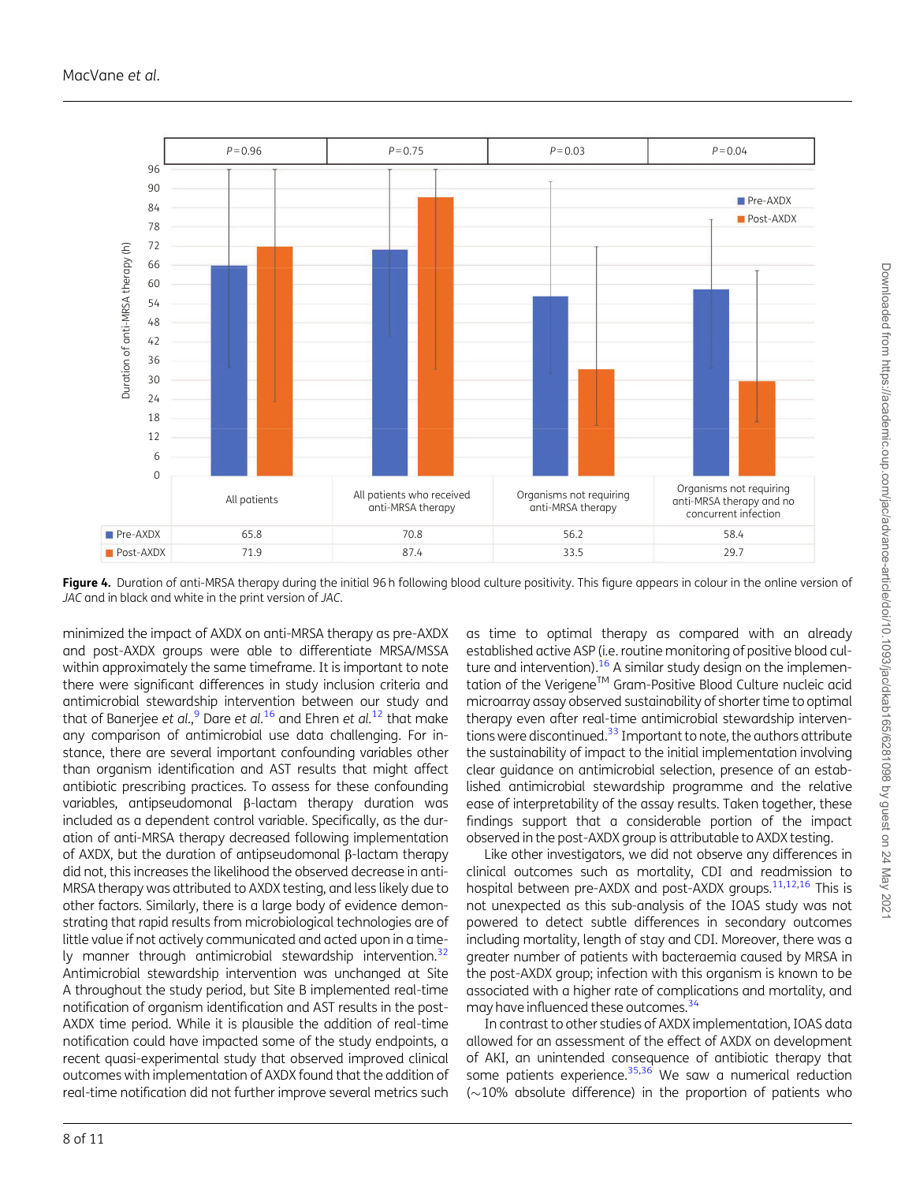| | All patients | All patients who received anti-MRSA therapy | Organisms not requiring anti-MRSA therapy | Organisms not requiring anti-MRSA therapy and no concurrent infection |
|---|---|---|---|---|
| | $P=0.96$ | $P=0.75$ | $P=0.03$ | $P=0.04$ |
| Pre-AXDX | 65.8 | 70.8 | 56.2 | 58.4 |
| Post-AXDX | 71.9 | 87.4 | 33.5 | 29.7 |

**Figure 4.** Duration of anti-MRSA therapy during the initial 96 h following blood culture positivity. This figure appears in colour in the online version of *JAC* and in black and white in the print version of *JAC*.

minimized the impact of AXDX on anti-MRSA therapy as pre-AXDX and post-AXDX groups were able to differentiate MRSA/MSSA within approximately the same timeframe. It is important to note there were significant differences in study inclusion criteria and antimicrobial stewardship intervention between our study and that of Banerjee *et al.*,[9] Dare *et al.*[16] and Ehren *et al.*[12] that make any comparison of antimicrobial use data challenging. For instance, there are several important confounding variables other than organism identification and AST results that might affect antibiotic prescribing practices. To assess for these confounding variables, antipseudomonal β-lactam therapy duration was included as a dependent control variable. Specifically, as the duration of anti-MRSA therapy decreased following implementation of AXDX, but the duration of antipseudomonal β-lactam therapy did not, this increases the likelihood the observed decrease in anti-MRSA therapy was attributed to AXDX testing, and less likely due to other factors. Similarly, there is a large body of evidence demonstrating that rapid results from microbiological technologies are of little value if not actively communicated and acted upon in a timely manner through antimicrobial stewardship intervention.[32] Antimicrobial stewardship intervention was unchanged at Site A throughout the study period, but Site B implemented real-time notification of organism identification and AST results in the post-AXDX time period. While it is plausible the addition of real-time notification could have impacted some of the study endpoints, a recent quasi-experimental study that observed improved clinical outcomes with implementation of AXDX found that the addition of real-time notification did not further improve several metrics such as time to optimal therapy as compared with an already established active ASP (i.e. routine monitoring of positive blood culture and intervention).[16] A similar study design on the implementation of the Verigene™ Gram-Positive Blood Culture nucleic acid microarray assay observed sustainability of shorter time to optimal therapy even after real-time antimicrobial stewardship interventions were discontinued.[33] Important to note, the authors attribute the sustainability of impact to the initial implementation involving clear guidance on antimicrobial selection, presence of an established antimicrobial stewardship programme and the relative ease of interpretability of the assay results. Taken together, these findings support that a considerable portion of the impact observed in the post-AXDX group is attributable to AXDX testing.

Like other investigators, we did not observe any differences in clinical outcomes such as mortality, CDI and readmission to hospital between pre-AXDX and post-AXDX groups.[11,12,16] This is not unexpected as this sub-analysis of the IOAS study was not powered to detect subtle differences in secondary outcomes including mortality, length of stay and CDI. Moreover, there was a greater number of patients with bacteraemia caused by MRSA in the post-AXDX group; infection with this organism is known to be associated with a higher rate of complications and mortality, and may have influenced these outcomes.[34]

In contrast to other studies of AXDX implementation, IOAS data allowed for an assessment of the effect of AXDX on development of AKI, an unintended consequence of antibiotic therapy that some patients experience.[35,36] We saw a numerical reduction (∼10% absolute difference) in the proportion of patients who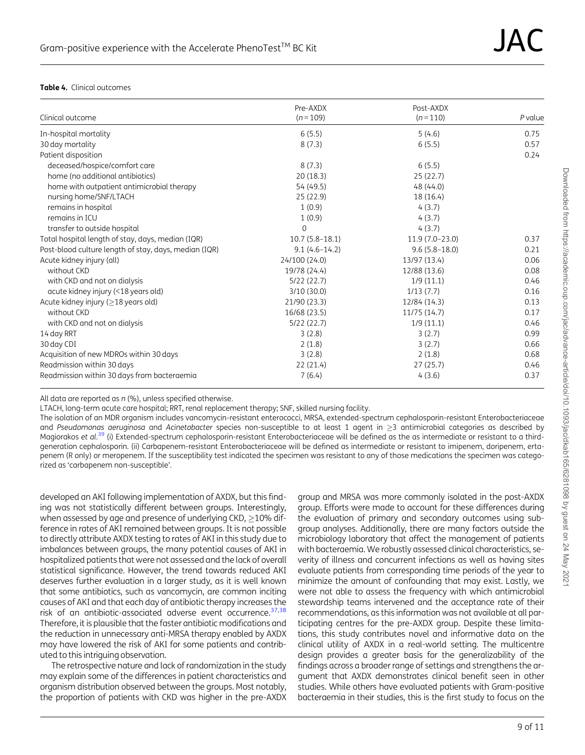**Table 4.** Clinical outcomes

| Clinical outcome | Pre-AXDX ($n$ = 109) | Post-AXDX ($n$ = 110) | $P$ value |
|---|---|---|---|
| In-hospital mortality | 6 (5.5) | 5 (4.6) | 0.75 |
| 30 day mortality | 8 (7.3) | 6 (5.5) | 0.57 |
| Patient disposition | | | 0.24 |
| deceased/hospice/comfort care | 8 (7.3) | 6 (5.5) | |
| home (no additional antibiotics) | 20 (18.3) | 25 (22.7) | |
| home with outpatient antimicrobial therapy | 54 (49.5) | 48 (44.0) | |
| nursing home/SNF/LTACH | 25 (22.9) | 18 (16.4) | |
| remains in hospital | 1 (0.9) | 4 (3.7) | |
| remains in ICU | 1 (0.9) | 4 (3.7) | |
| transfer to outside hospital | 0 | 4 (3.7) | |
| Total hospital length of stay, days, median (IQR) | 10.7 (5.8–18.1) | 11.9 (7.0–23.0) | 0.37 |
| Post-blood culture length of stay, days, median (IQR) | 9.1 (4.6–14.2) | 9.6 (5.8–18.0) | 0.21 |
| Acute kidney injury (all) | 24/100 (24.0) | 13/97 (13.4) | 0.06 |
| without CKD | 19/78 (24.4) | 12/88 (13.6) | 0.08 |
| with CKD and not on dialysis | 5/22 (22.7) | 1/9 (11.1) | 0.46 |
| acute kidney injury (<18 years old) | 3/10 (30.0) | 1/13 (7.7) | 0.16 |
| Acute kidney injury (≥18 years old) | 21/90 (23.3) | 12/84 (14.3) | 0.13 |
| without CKD | 16/68 (23.5) | 11/75 (14.7) | 0.17 |
| with CKD and not on dialysis | 5/22 (22.7) | 1/9 (11.1) | 0.46 |
| 14 day RRT | 3 (2.8) | 3 (2.7) | 0.99 |
| 30 day CDI | 2 (1.8) | 3 (2.7) | 0.66 |
| Acquisition of new MDROs within 30 days | 3 (2.8) | 2 (1.8) | 0.68 |
| Readmission within 30 days | 22 (21.4) | 27 (25.7) | 0.46 |
| Readmission within 30 days from bacteraemia | 7 (6.4) | 4 (3.6) | 0.37 |

All data are reported as $n$ (%), unless specified otherwise.

LTACH, long-term acute care hospital; RRT, renal replacement therapy; SNF, skilled nursing facility.

The isolation of an MDR organism includes vancomycin-resistant enterococci, MRSA, extended-spectrum cephalosporin-resistant Enterobacteriaceae and *Pseudomonas aeruginosa* and *Acinetobacter* species non-susceptible to at least 1 agent in ≥3 antimicrobial categories as described by Magiorakos *et al.*[39] (i) Extended-spectrum cephalosporin-resistant Enterobacteriaceae will be defined as the intermediate or resistant to a third-generation cephalosporin. (ii) Carbapenem-resistant Enterobacteriaceae will be defined as intermediate or resistant to imipenem, doripenem, ertapenem (R only) or meropenem. If the susceptibility test indicated the specimen was resistant to any of those medications the specimen was categorized as 'carbapenem non-susceptible'.

developed an AKI following implementation of AXDX, but this finding was not statistically different between groups. Interestingly, when assessed by age and presence of underlying CKD, ≥10% difference in rates of AKI remained between groups. It is not possible to directly attribute AXDX testing to rates of AKI in this study due to imbalances between groups, the many potential causes of AKI in hospitalized patients that were not assessed and the lack of overall statistical significance. However, the trend towards reduced AKI deserves further evaluation in a larger study, as it is well known that some antibiotics, such as vancomycin, are common inciting causes of AKI and that each day of antibiotic therapy increases the risk of an antibiotic-associated adverse event occurrence.[37,38] Therefore, it is plausible that the faster antibiotic modifications and the reduction in unnecessary anti-MRSA therapy enabled by AXDX may have lowered the risk of AKI for some patients and contributed to this intriguing observation.

The retrospective nature and lack of randomization in the study may explain some of the differences in patient characteristics and organism distribution observed between the groups. Most notably, the proportion of patients with CKD was higher in the pre-AXDX group and MRSA was more commonly isolated in the post-AXDX group. Efforts were made to account for these differences during the evaluation of primary and secondary outcomes using subgroup analyses. Additionally, there are many factors outside the microbiology laboratory that affect the management of patients with bacteraemia. We robustly assessed clinical characteristics, severity of illness and concurrent infections as well as having sites evaluate patients from corresponding time periods of the year to minimize the amount of confounding that may exist. Lastly, we were not able to assess the frequency with which antimicrobial stewardship teams intervened and the acceptance rate of their recommendations, as this information was not available at all participating centres for the pre-AXDX group. Despite these limitations, this study contributes novel and informative data on the clinical utility of AXDX in a real-world setting. The multicentre design provides a greater basis for the generalizability of the findings across a broader range of settings and strengthens the argument that AXDX demonstrates clinical benefit seen in other studies. While others have evaluated patients with Gram-positive bacteraemia in their studies, this is the first study to focus on the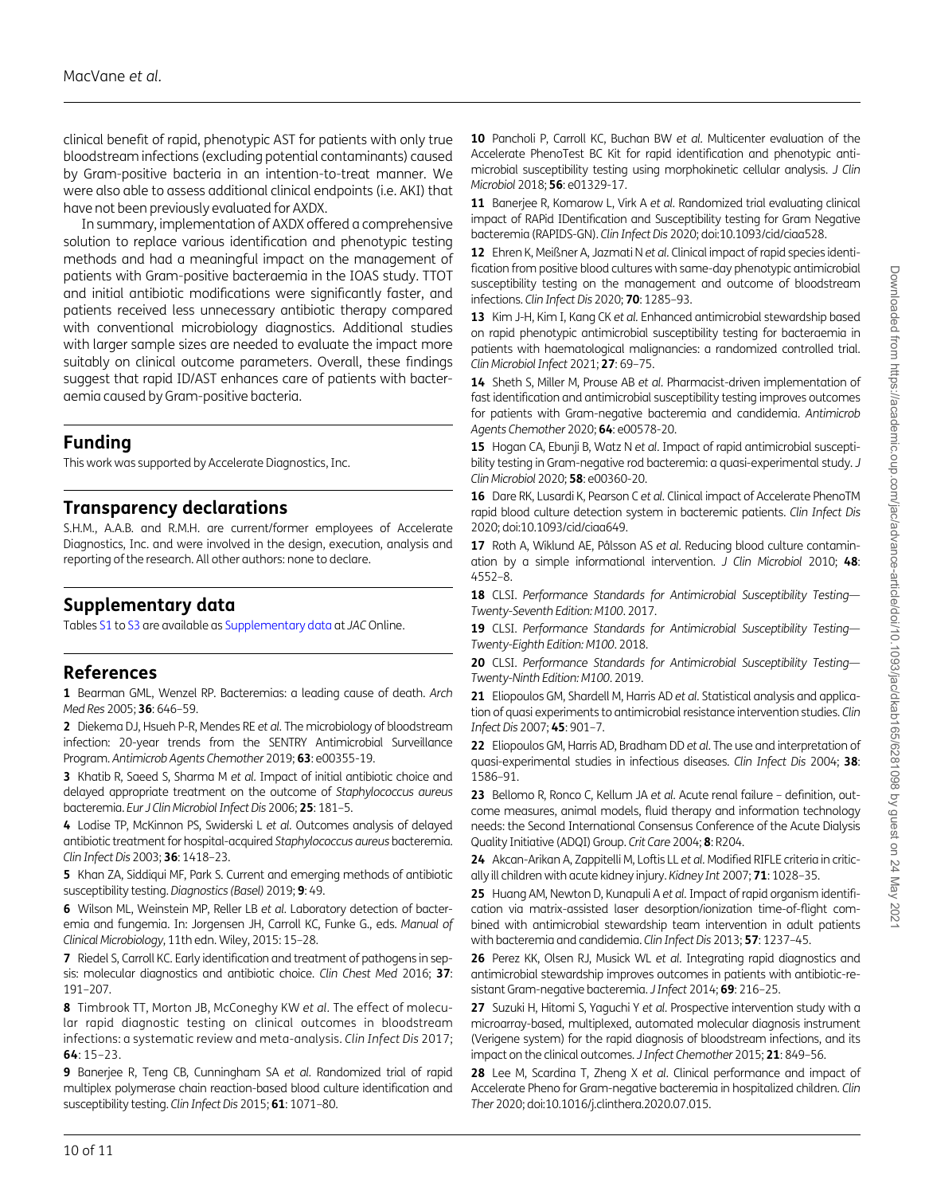clinical benefit of rapid, phenotypic AST for patients with only true bloodstream infections (excluding potential contaminants) caused by Gram-positive bacteria in an intention-to-treat manner. We were also able to assess additional clinical endpoints (i.e. AKI) that have not been previously evaluated for AXDX.

In summary, implementation of AXDX offered a comprehensive solution to replace various identification and phenotypic testing methods and had a meaningful impact on the management of patients with Gram-positive bacteraemia in the IOAS study. TTOT and initial antibiotic modifications were significantly faster, and patients received less unnecessary antibiotic therapy compared with conventional microbiology diagnostics. Additional studies with larger sample sizes are needed to evaluate the impact more suitably on clinical outcome parameters. Overall, these findings suggest that rapid ID/AST enhances care of patients with bacteraemia caused by Gram-positive bacteria.

## Funding

This work was supported by Accelerate Diagnostics, Inc.

## Transparency declarations

S.H.M., A.A.B. and R.M.H. are current/former employees of Accelerate Diagnostics, Inc. and were involved in the design, execution, analysis and reporting of the research. All other authors: none to declare.

## Supplementary data

Tables S1 to S3 are available as Supplementary data at *JAC* Online.

## References

**1** Bearman GML, Wenzel RP. Bacteremias: a leading cause of death. *Arch Med Res* 2005; **36**: 646–59.

**2** Diekema DJ, Hsueh P-R, Mendes RE *et al.* The microbiology of bloodstream infection: 20-year trends from the SENTRY Antimicrobial Surveillance Program. *Antimicrob Agents Chemother* 2019; **63**: e00355-19.

**3** Khatib R, Saeed S, Sharma M *et al.* Impact of initial antibiotic choice and delayed appropriate treatment on the outcome of *Staphylococcus aureus* bacteremia. *Eur J Clin Microbiol Infect Dis* 2006; **25**: 181–5.

**4** Lodise TP, McKinnon PS, Swiderski L *et al.* Outcomes analysis of delayed antibiotic treatment for hospital-acquired *Staphylococcus aureus* bacteremia. *Clin Infect Dis* 2003; **36**: 1418–23.

**5** Khan ZA, Siddiqui MF, Park S. Current and emerging methods of antibiotic susceptibility testing. *Diagnostics (Basel)* 2019; **9**: 49.

**6** Wilson ML, Weinstein MP, Reller LB *et al.* Laboratory detection of bacteremia and fungemia. In: Jorgensen JH, Carroll KC, Funke G., eds. *Manual of Clinical Microbiology*, 11th edn. Wiley, 2015: 15–28.

**7** Riedel S, Carroll KC. Early identification and treatment of pathogens in sepsis: molecular diagnostics and antibiotic choice. *Clin Chest Med* 2016; **37**: 191–207.

**8** Timbrook TT, Morton JB, McConeghy KW *et al.* The effect of molecular rapid diagnostic testing on clinical outcomes in bloodstream infections: a systematic review and meta-analysis. *Clin Infect Dis* 2017; **64**: 15–23.

**9** Banerjee R, Teng CB, Cunningham SA *et al.* Randomized trial of rapid multiplex polymerase chain reaction-based blood culture identification and susceptibility testing. *Clin Infect Dis* 2015; **61**: 1071–80.

**10** Pancholi P, Carroll KC, Buchan BW *et al.* Multicenter evaluation of the Accelerate PhenoTest BC Kit for rapid identification and phenotypic antimicrobial susceptibility testing using morphokinetic cellular analysis. *J Clin Microbiol* 2018; **56**: e01329-17.

**11** Banerjee R, Komarow L, Virk A *et al.* Randomized trial evaluating clinical impact of RAPid IDentification and Susceptibility testing for Gram Negative bacteremia (RAPIDS-GN). *Clin Infect Dis* 2020; doi:10.1093/cid/ciaa528.

**12** Ehren K, Meißner A, Jazmati N *et al.* Clinical impact of rapid species identification from positive blood cultures with same-day phenotypic antimicrobial susceptibility testing on the management and outcome of bloodstream infections. *Clin Infect Dis* 2020; **70**: 1285–93.

**13** Kim J-H, Kim I, Kang CK *et al.* Enhanced antimicrobial stewardship based on rapid phenotypic antimicrobial susceptibility testing for bacteraemia in patients with haematological malignancies: a randomized controlled trial. *Clin Microbiol Infect* 2021; **27**: 69–75.

**14** Sheth S, Miller M, Prouse AB *et al.* Pharmacist-driven implementation of fast identification and antimicrobial susceptibility testing improves outcomes for patients with Gram-negative bacteremia and candidemia. *Antimicrob Agents Chemother* 2020; **64**: e00578-20.

**15** Hogan CA, Ebunji B, Watz N *et al.* Impact of rapid antimicrobial susceptibility testing in Gram-negative rod bacteremia: a quasi-experimental study. *J Clin Microbiol* 2020; **58**: e00360-20.

**16** Dare RK, Lusardi K, Pearson C *et al.* Clinical impact of Accelerate PhenoTM rapid blood culture detection system in bacteremic patients. *Clin Infect Dis* 2020; doi:10.1093/cid/ciaa649.

**17** Roth A, Wiklund AE, Pålsson AS *et al.* Reducing blood culture contamination by a simple informational intervention. *J Clin Microbiol* 2010; **48**: 4552–8.

**18** CLSI. *Performance Standards for Antimicrobial Susceptibility Testing—Twenty-Seventh Edition: M100*. 2017.

**19** CLSI. *Performance Standards for Antimicrobial Susceptibility Testing—Twenty-Eighth Edition: M100*. 2018.

**20** CLSI. *Performance Standards for Antimicrobial Susceptibility Testing—Twenty-Ninth Edition: M100*. 2019.

**21** Eliopoulos GM, Shardell M, Harris AD *et al.* Statistical analysis and application of quasi experiments to antimicrobial resistance intervention studies. *Clin Infect Dis* 2007; **45**: 901–7.

**22** Eliopoulos GM, Harris AD, Bradham DD *et al.* The use and interpretation of quasi-experimental studies in infectious diseases. *Clin Infect Dis* 2004; **38**: 1586–91.

**23** Bellomo R, Ronco C, Kellum JA *et al.* Acute renal failure – definition, outcome measures, animal models, fluid therapy and information technology needs: the Second International Consensus Conference of the Acute Dialysis Quality Initiative (ADQI) Group. *Crit Care* 2004; **8**: R204.

**24** Akcan-Arikan A, Zappitelli M, Loftis LL *et al.* Modified RIFLE criteria in critically ill children with acute kidney injury. *Kidney Int* 2007; **71**: 1028–35.

**25** Huang AM, Newton D, Kunapuli A *et al.* Impact of rapid organism identification via matrix-assisted laser desorption/ionization time-of-flight combined with antimicrobial stewardship team intervention in adult patients with bacteremia and candidemia. *Clin Infect Dis* 2013; **57**: 1237–45.

**26** Perez KK, Olsen RJ, Musick WL *et al.* Integrating rapid diagnostics and antimicrobial stewardship improves outcomes in patients with antibiotic-resistant Gram-negative bacteremia. *J Infect* 2014; **69**: 216–25.

**27** Suzuki H, Hitomi S, Yaguchi Y *et al.* Prospective intervention study with a microarray-based, multiplexed, automated molecular diagnosis instrument (Verigene system) for the rapid diagnosis of bloodstream infections, and its impact on the clinical outcomes. *J Infect Chemother* 2015; **21**: 849–56.

**28** Lee M, Scardina T, Zheng X *et al.* Clinical performance and impact of Accelerate Pheno for Gram-negative bacteremia in hospitalized children. *Clin Ther* 2020; doi:10.1016/j.clinthera.2020.07.015.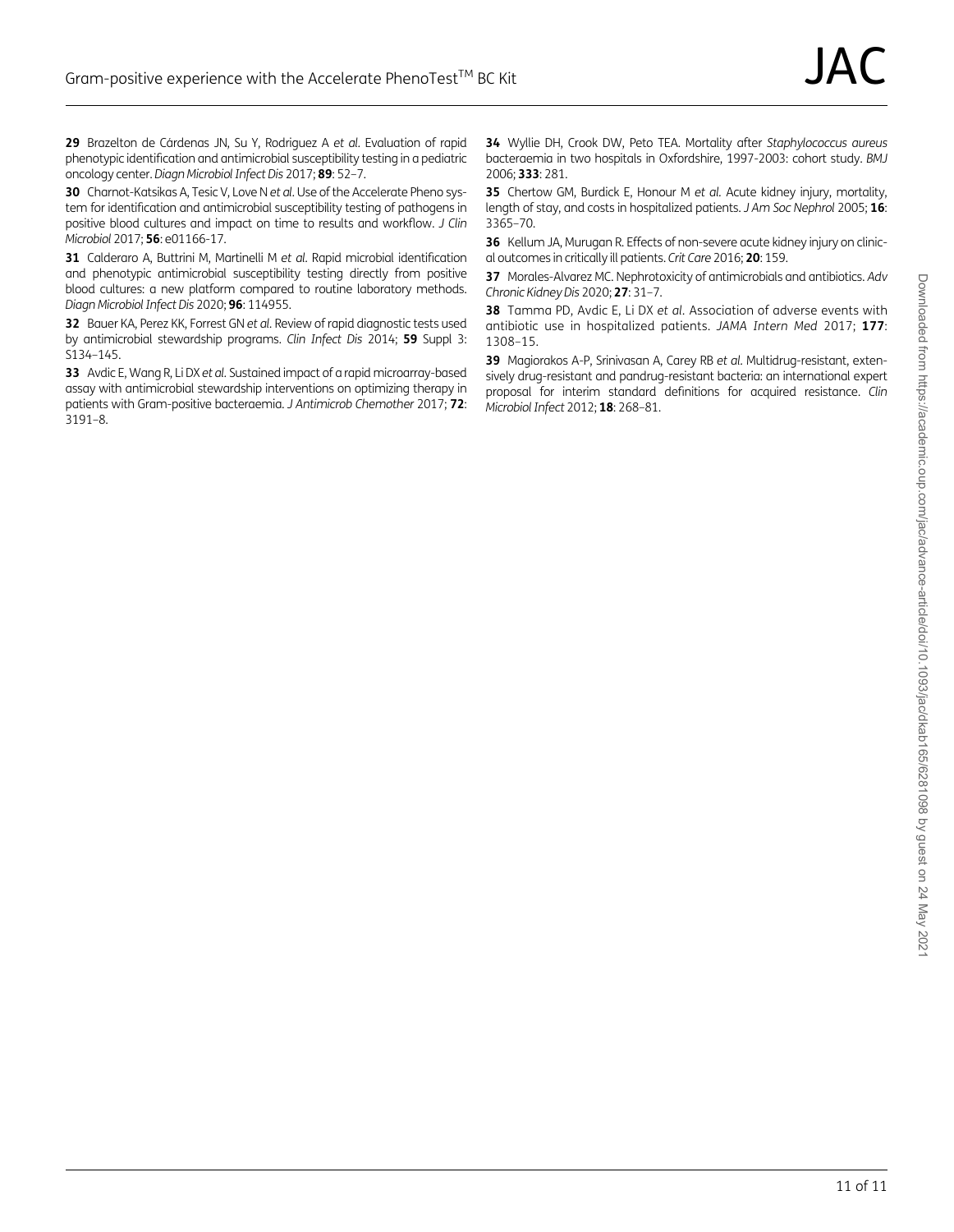**29** Brazelton de Cárdenas JN, Su Y, Rodriguez A *et al.* Evaluation of rapid phenotypic identification and antimicrobial susceptibility testing in a pediatric oncology center. *Diagn Microbiol Infect Dis* 2017; **89**: 52–7.

**30** Charnot-Katsikas A, Tesic V, Love N *et al.* Use of the Accelerate Pheno system for identification and antimicrobial susceptibility testing of pathogens in positive blood cultures and impact on time to results and workflow. *J Clin Microbiol* 2017; **56**: e01166-17.

**31** Calderaro A, Buttrini M, Martinelli M *et al.* Rapid microbial identification and phenotypic antimicrobial susceptibility testing directly from positive blood cultures: a new platform compared to routine laboratory methods. *Diagn Microbiol Infect Dis* 2020; **96**: 114955.

**32** Bauer KA, Perez KK, Forrest GN *et al.* Review of rapid diagnostic tests used by antimicrobial stewardship programs. *Clin Infect Dis* 2014; **59** Suppl 3: S134–145.

**33** Avdic E, Wang R, Li DX *et al.* Sustained impact of a rapid microarray-based assay with antimicrobial stewardship interventions on optimizing therapy in patients with Gram-positive bacteraemia. *J Antimicrob Chemother* 2017; **72**: 3191–8.

**34** Wyllie DH, Crook DW, Peto TEA. Mortality after *Staphylococcus aureus* bacteraemia in two hospitals in Oxfordshire, 1997-2003: cohort study. *BMJ* 2006; **333**: 281.

**35** Chertow GM, Burdick E, Honour M *et al.* Acute kidney injury, mortality, length of stay, and costs in hospitalized patients. *J Am Soc Nephrol* 2005; **16**: 3365–70.

**36** Kellum JA, Murugan R. Effects of non-severe acute kidney injury on clinical outcomes in critically ill patients. *Crit Care* 2016; **20**: 159.

**37** Morales-Alvarez MC. Nephrotoxicity of antimicrobials and antibiotics. *Adv Chronic Kidney Dis* 2020; **27**: 31–7.

**38** Tamma PD, Avdic E, Li DX *et al.* Association of adverse events with antibiotic use in hospitalized patients. *JAMA Intern Med* 2017; **177**: 1308–15.

**39** Magiorakos A-P, Srinivasan A, Carey RB *et al.* Multidrug-resistant, extensively drug-resistant and pandrug-resistant bacteria: an international expert proposal for interim standard definitions for acquired resistance. *Clin Microbiol Infect* 2012; **18**: 268–81.